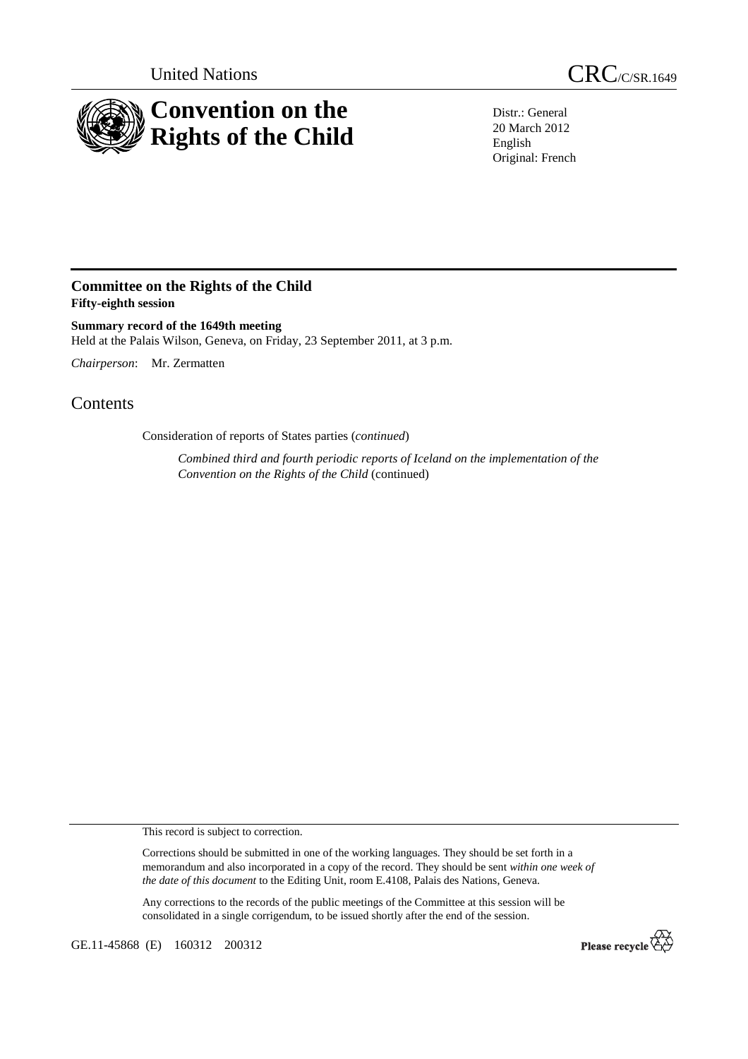United Nations

CRC/C/SR.1649

# Convention on the Rights of the Child

Distr.: General
20 March 2012
English
Original: French

## Committee on the Rights of the Child
**Fifty-eighth session**

**Summary record of the 1649th meeting**
Held at the Palais Wilson, Geneva, on Friday, 23 September 2011, at 3 p.m.

*Chairperson*: Mr. Zermatten

# Contents

Consideration of reports of States parties (*continued*)

*Combined third and fourth periodic reports of Iceland on the implementation of the Convention on the Rights of the Child* (continued)

This record is subject to correction.

Corrections should be submitted in one of the working languages. They should be set forth in a memorandum and also incorporated in a copy of the record. They should be sent *within one week of the date of this document* to the Editing Unit, room E.4108, Palais des Nations, Geneva.

Any corrections to the records of the public meetings of the Committee at this session will be consolidated in a single corrigendum, to be issued shortly after the end of the session.

GE.11-45868 (E) 160312 200312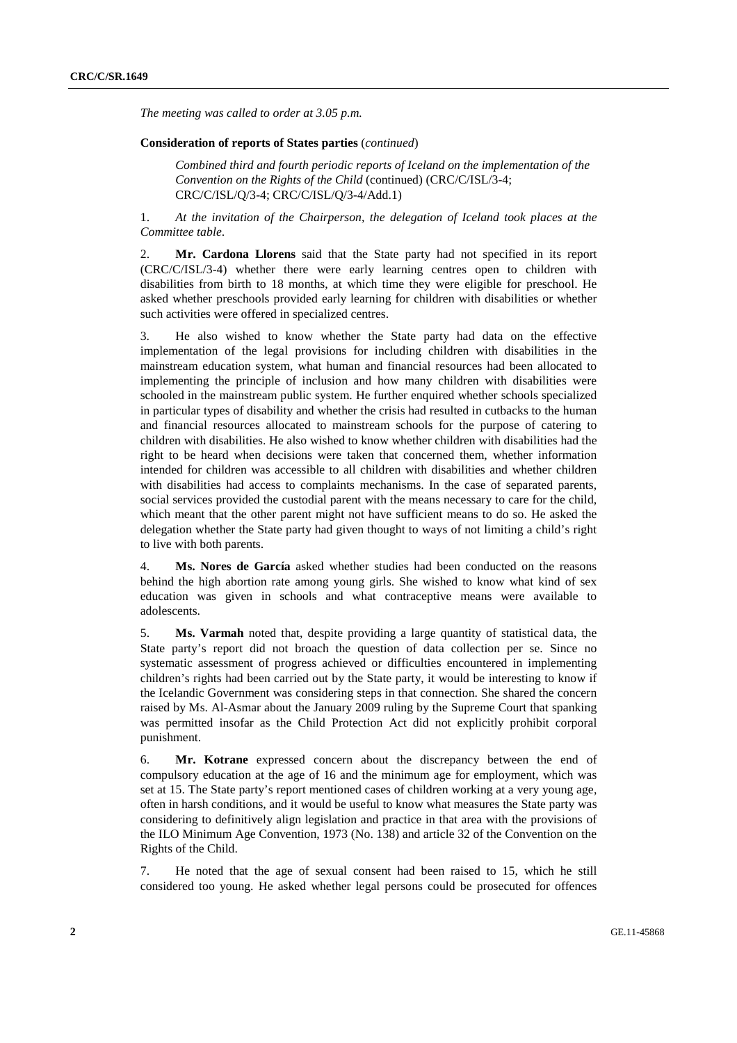*The meeting was called to order at 3.05 p.m.*

**Consideration of reports of States parties** (*continued*)

*Combined third and fourth periodic reports of Iceland on the implementation of the Convention on the Rights of the Child* (continued) (CRC/C/ISL/3-4; CRC/C/ISL/Q/3-4; CRC/C/ISL/Q/3-4/Add.1)

1. *At the invitation of the Chairperson, the delegation of Iceland took places at the Committee table.*

2. **Mr. Cardona Llorens** said that the State party had not specified in its report (CRC/C/ISL/3-4) whether there were early learning centres open to children with disabilities from birth to 18 months, at which time they were eligible for preschool. He asked whether preschools provided early learning for children with disabilities or whether such activities were offered in specialized centres.

3. He also wished to know whether the State party had data on the effective implementation of the legal provisions for including children with disabilities in the mainstream education system, what human and financial resources had been allocated to implementing the principle of inclusion and how many children with disabilities were schooled in the mainstream public system. He further enquired whether schools specialized in particular types of disability and whether the crisis had resulted in cutbacks to the human and financial resources allocated to mainstream schools for the purpose of catering to children with disabilities. He also wished to know whether children with disabilities had the right to be heard when decisions were taken that concerned them, whether information intended for children was accessible to all children with disabilities and whether children with disabilities had access to complaints mechanisms. In the case of separated parents, social services provided the custodial parent with the means necessary to care for the child, which meant that the other parent might not have sufficient means to do so. He asked the delegation whether the State party had given thought to ways of not limiting a child's right to live with both parents.

4. **Ms. Nores de García** asked whether studies had been conducted on the reasons behind the high abortion rate among young girls. She wished to know what kind of sex education was given in schools and what contraceptive means were available to adolescents.

5. **Ms. Varmah** noted that, despite providing a large quantity of statistical data, the State party's report did not broach the question of data collection per se. Since no systematic assessment of progress achieved or difficulties encountered in implementing children's rights had been carried out by the State party, it would be interesting to know if the Icelandic Government was considering steps in that connection. She shared the concern raised by Ms. Al-Asmar about the January 2009 ruling by the Supreme Court that spanking was permitted insofar as the Child Protection Act did not explicitly prohibit corporal punishment.

6. **Mr. Kotrane** expressed concern about the discrepancy between the end of compulsory education at the age of 16 and the minimum age for employment, which was set at 15. The State party's report mentioned cases of children working at a very young age, often in harsh conditions, and it would be useful to know what measures the State party was considering to definitively align legislation and practice in that area with the provisions of the ILO Minimum Age Convention, 1973 (No. 138) and article 32 of the Convention on the Rights of the Child.

7. He noted that the age of sexual consent had been raised to 15, which he still considered too young. He asked whether legal persons could be prosecuted for offences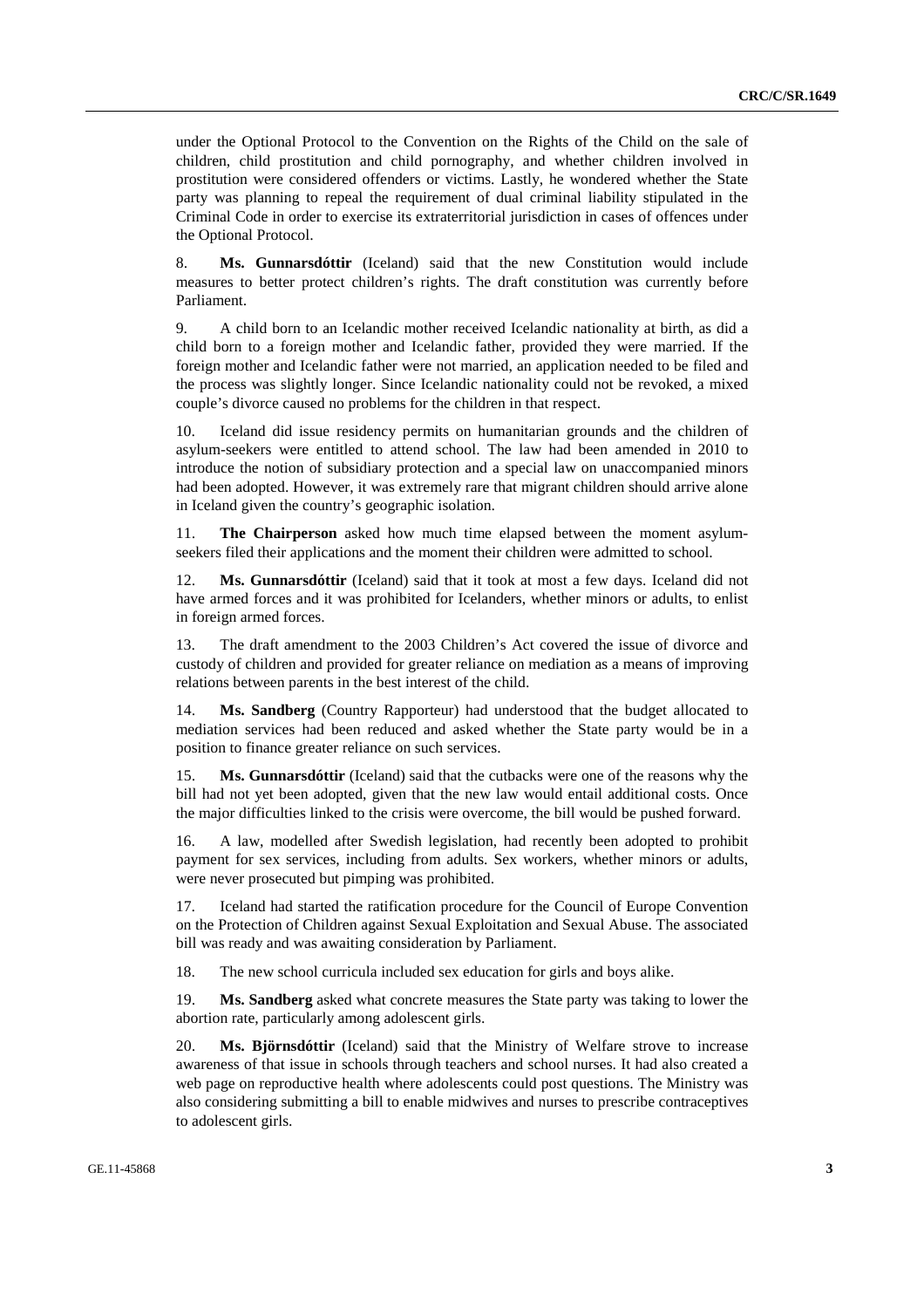under the Optional Protocol to the Convention on the Rights of the Child on the sale of children, child prostitution and child pornography, and whether children involved in prostitution were considered offenders or victims. Lastly, he wondered whether the State party was planning to repeal the requirement of dual criminal liability stipulated in the Criminal Code in order to exercise its extraterritorial jurisdiction in cases of offences under the Optional Protocol.

8. **Ms. Gunnarsdóttir** (Iceland) said that the new Constitution would include measures to better protect children's rights. The draft constitution was currently before Parliament.

9. A child born to an Icelandic mother received Icelandic nationality at birth, as did a child born to a foreign mother and Icelandic father, provided they were married. If the foreign mother and Icelandic father were not married, an application needed to be filed and the process was slightly longer. Since Icelandic nationality could not be revoked, a mixed couple's divorce caused no problems for the children in that respect.

10. Iceland did issue residency permits on humanitarian grounds and the children of asylum-seekers were entitled to attend school. The law had been amended in 2010 to introduce the notion of subsidiary protection and a special law on unaccompanied minors had been adopted. However, it was extremely rare that migrant children should arrive alone in Iceland given the country's geographic isolation.

11. **The Chairperson** asked how much time elapsed between the moment asylum-seekers filed their applications and the moment their children were admitted to school.

12. **Ms. Gunnarsdóttir** (Iceland) said that it took at most a few days. Iceland did not have armed forces and it was prohibited for Icelanders, whether minors or adults, to enlist in foreign armed forces.

13. The draft amendment to the 2003 Children's Act covered the issue of divorce and custody of children and provided for greater reliance on mediation as a means of improving relations between parents in the best interest of the child.

14. **Ms. Sandberg** (Country Rapporteur) had understood that the budget allocated to mediation services had been reduced and asked whether the State party would be in a position to finance greater reliance on such services.

15. **Ms. Gunnarsdóttir** (Iceland) said that the cutbacks were one of the reasons why the bill had not yet been adopted, given that the new law would entail additional costs. Once the major difficulties linked to the crisis were overcome, the bill would be pushed forward.

16. A law, modelled after Swedish legislation, had recently been adopted to prohibit payment for sex services, including from adults. Sex workers, whether minors or adults, were never prosecuted but pimping was prohibited.

17. Iceland had started the ratification procedure for the Council of Europe Convention on the Protection of Children against Sexual Exploitation and Sexual Abuse. The associated bill was ready and was awaiting consideration by Parliament.

18. The new school curricula included sex education for girls and boys alike.

19. **Ms. Sandberg** asked what concrete measures the State party was taking to lower the abortion rate, particularly among adolescent girls.

20. **Ms. Björnsdóttir** (Iceland) said that the Ministry of Welfare strove to increase awareness of that issue in schools through teachers and school nurses. It had also created a web page on reproductive health where adolescents could post questions. The Ministry was also considering submitting a bill to enable midwives and nurses to prescribe contraceptives to adolescent girls.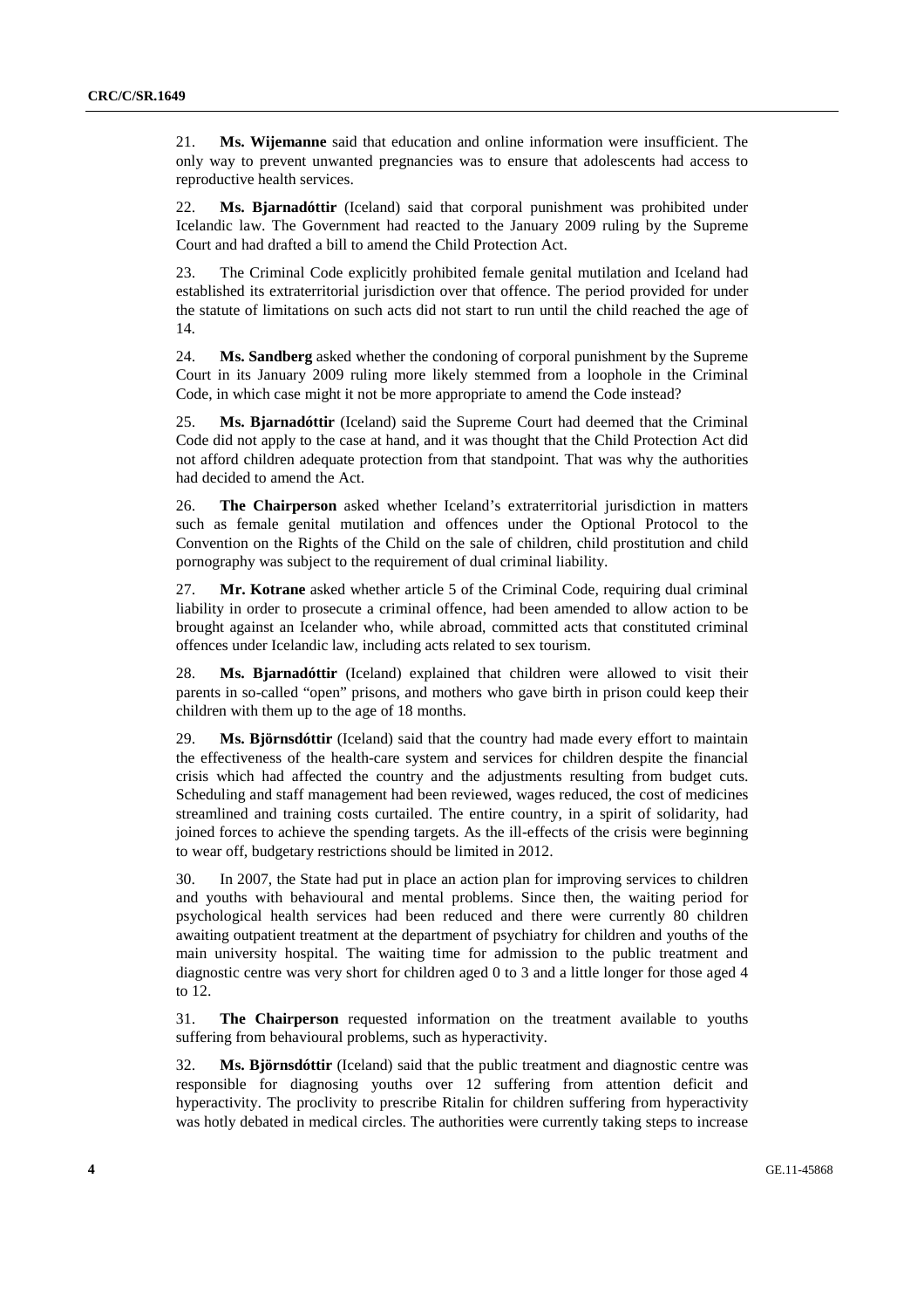21. **Ms. Wijemanne** said that education and online information were insufficient. The only way to prevent unwanted pregnancies was to ensure that adolescents had access to reproductive health services.

22. **Ms. Bjarnadóttir** (Iceland) said that corporal punishment was prohibited under Icelandic law. The Government had reacted to the January 2009 ruling by the Supreme Court and had drafted a bill to amend the Child Protection Act.

23. The Criminal Code explicitly prohibited female genital mutilation and Iceland had established its extraterritorial jurisdiction over that offence. The period provided for under the statute of limitations on such acts did not start to run until the child reached the age of 14.

24. **Ms. Sandberg** asked whether the condoning of corporal punishment by the Supreme Court in its January 2009 ruling more likely stemmed from a loophole in the Criminal Code, in which case might it not be more appropriate to amend the Code instead?

25. **Ms. Bjarnadóttir** (Iceland) said the Supreme Court had deemed that the Criminal Code did not apply to the case at hand, and it was thought that the Child Protection Act did not afford children adequate protection from that standpoint. That was why the authorities had decided to amend the Act.

26. **The Chairperson** asked whether Iceland's extraterritorial jurisdiction in matters such as female genital mutilation and offences under the Optional Protocol to the Convention on the Rights of the Child on the sale of children, child prostitution and child pornography was subject to the requirement of dual criminal liability.

27. **Mr. Kotrane** asked whether article 5 of the Criminal Code, requiring dual criminal liability in order to prosecute a criminal offence, had been amended to allow action to be brought against an Icelander who, while abroad, committed acts that constituted criminal offences under Icelandic law, including acts related to sex tourism.

28. **Ms. Bjarnadóttir** (Iceland) explained that children were allowed to visit their parents in so-called "open" prisons, and mothers who gave birth in prison could keep their children with them up to the age of 18 months.

29. **Ms. Björnsdóttir** (Iceland) said that the country had made every effort to maintain the effectiveness of the health-care system and services for children despite the financial crisis which had affected the country and the adjustments resulting from budget cuts. Scheduling and staff management had been reviewed, wages reduced, the cost of medicines streamlined and training costs curtailed. The entire country, in a spirit of solidarity, had joined forces to achieve the spending targets. As the ill-effects of the crisis were beginning to wear off, budgetary restrictions should be limited in 2012.

30. In 2007, the State had put in place an action plan for improving services to children and youths with behavioural and mental problems. Since then, the waiting period for psychological health services had been reduced and there were currently 80 children awaiting outpatient treatment at the department of psychiatry for children and youths of the main university hospital. The waiting time for admission to the public treatment and diagnostic centre was very short for children aged 0 to 3 and a little longer for those aged 4 to 12.

31. **The Chairperson** requested information on the treatment available to youths suffering from behavioural problems, such as hyperactivity.

32. **Ms. Björnsdóttir** (Iceland) said that the public treatment and diagnostic centre was responsible for diagnosing youths over 12 suffering from attention deficit and hyperactivity. The proclivity to prescribe Ritalin for children suffering from hyperactivity was hotly debated in medical circles. The authorities were currently taking steps to increase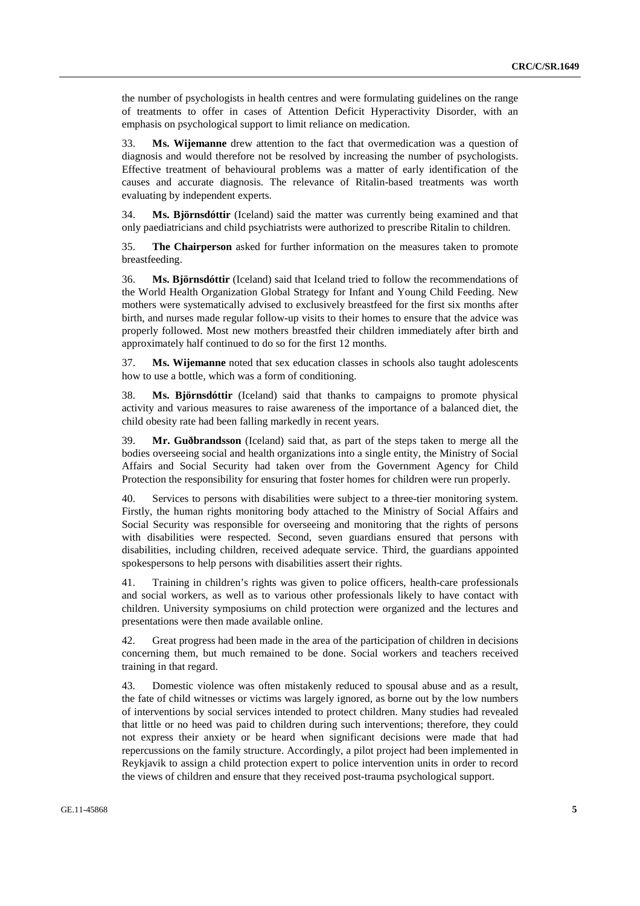the number of psychologists in health centres and were formulating guidelines on the range of treatments to offer in cases of Attention Deficit Hyperactivity Disorder, with an emphasis on psychological support to limit reliance on medication.

33. **Ms. Wijemanne** drew attention to the fact that overmedication was a question of diagnosis and would therefore not be resolved by increasing the number of psychologists. Effective treatment of behavioural problems was a matter of early identification of the causes and accurate diagnosis. The relevance of Ritalin-based treatments was worth evaluating by independent experts.

34. **Ms. Björnsdóttir** (Iceland) said the matter was currently being examined and that only paediatricians and child psychiatrists were authorized to prescribe Ritalin to children.

35. **The Chairperson** asked for further information on the measures taken to promote breastfeeding.

36. **Ms. Björnsdóttir** (Iceland) said that Iceland tried to follow the recommendations of the World Health Organization Global Strategy for Infant and Young Child Feeding. New mothers were systematically advised to exclusively breastfeed for the first six months after birth, and nurses made regular follow-up visits to their homes to ensure that the advice was properly followed. Most new mothers breastfed their children immediately after birth and approximately half continued to do so for the first 12 months.

37. **Ms. Wijemanne** noted that sex education classes in schools also taught adolescents how to use a bottle, which was a form of conditioning.

38. **Ms. Björnsdóttir** (Iceland) said that thanks to campaigns to promote physical activity and various measures to raise awareness of the importance of a balanced diet, the child obesity rate had been falling markedly in recent years.

39. **Mr. Guðbrandsson** (Iceland) said that, as part of the steps taken to merge all the bodies overseeing social and health organizations into a single entity, the Ministry of Social Affairs and Social Security had taken over from the Government Agency for Child Protection the responsibility for ensuring that foster homes for children were run properly.

40. Services to persons with disabilities were subject to a three-tier monitoring system. Firstly, the human rights monitoring body attached to the Ministry of Social Affairs and Social Security was responsible for overseeing and monitoring that the rights of persons with disabilities were respected. Second, seven guardians ensured that persons with disabilities, including children, received adequate service. Third, the guardians appointed spokespersons to help persons with disabilities assert their rights.

41. Training in children's rights was given to police officers, health-care professionals and social workers, as well as to various other professionals likely to have contact with children. University symposiums on child protection were organized and the lectures and presentations were then made available online.

42. Great progress had been made in the area of the participation of children in decisions concerning them, but much remained to be done. Social workers and teachers received training in that regard.

43. Domestic violence was often mistakenly reduced to spousal abuse and as a result, the fate of child witnesses or victims was largely ignored, as borne out by the low numbers of interventions by social services intended to protect children. Many studies had revealed that little or no heed was paid to children during such interventions; therefore, they could not express their anxiety or be heard when significant decisions were made that had repercussions on the family structure. Accordingly, a pilot project had been implemented in Reykjavik to assign a child protection expert to police intervention units in order to record the views of children and ensure that they received post-trauma psychological support.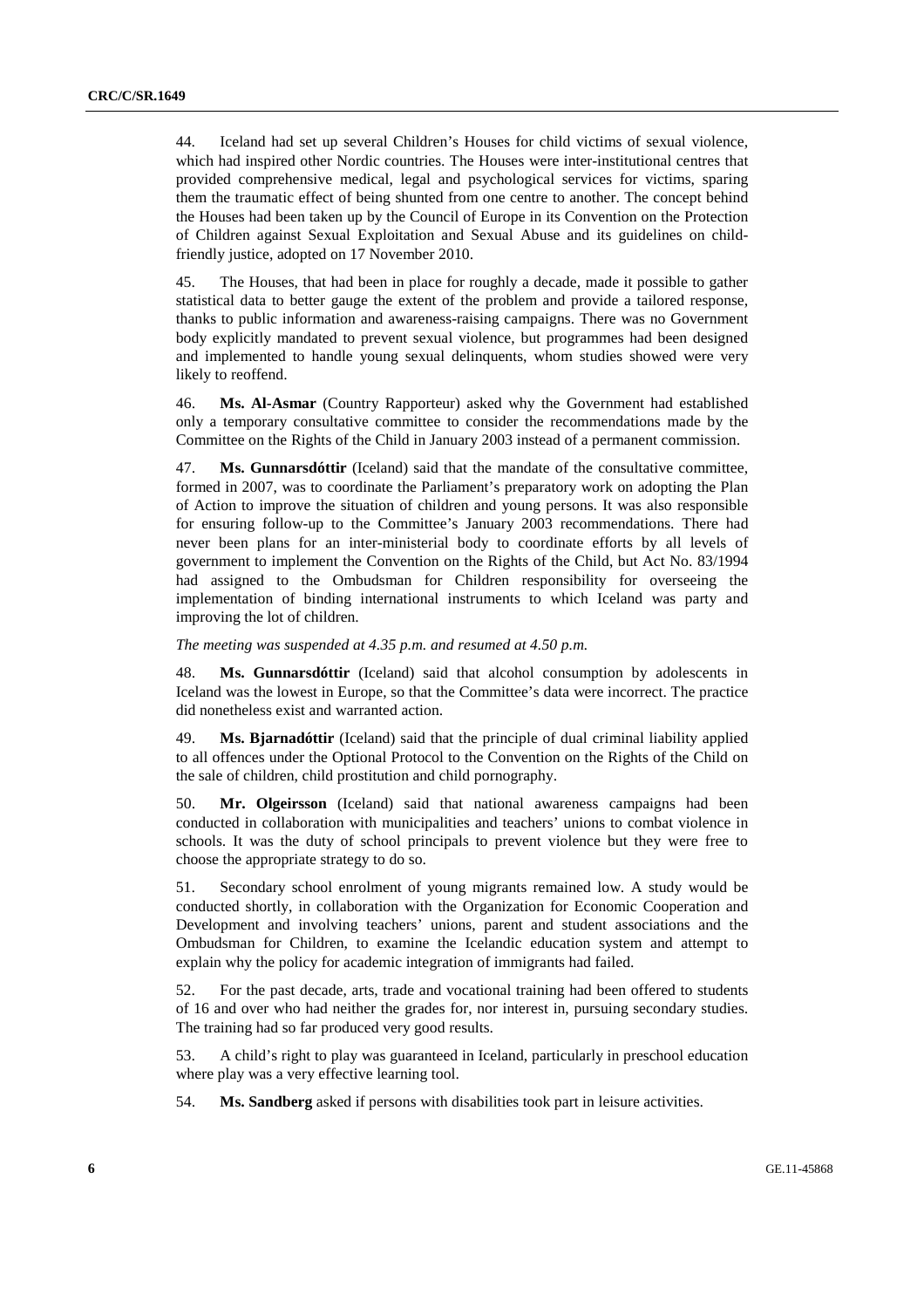44. Iceland had set up several Children's Houses for child victims of sexual violence, which had inspired other Nordic countries. The Houses were inter-institutional centres that provided comprehensive medical, legal and psychological services for victims, sparing them the traumatic effect of being shunted from one centre to another. The concept behind the Houses had been taken up by the Council of Europe in its Convention on the Protection of Children against Sexual Exploitation and Sexual Abuse and its guidelines on child-friendly justice, adopted on 17 November 2010.

45. The Houses, that had been in place for roughly a decade, made it possible to gather statistical data to better gauge the extent of the problem and provide a tailored response, thanks to public information and awareness-raising campaigns. There was no Government body explicitly mandated to prevent sexual violence, but programmes had been designed and implemented to handle young sexual delinquents, whom studies showed were very likely to reoffend.

46. **Ms. Al-Asmar** (Country Rapporteur) asked why the Government had established only a temporary consultative committee to consider the recommendations made by the Committee on the Rights of the Child in January 2003 instead of a permanent commission.

47. **Ms. Gunnarsdóttir** (Iceland) said that the mandate of the consultative committee, formed in 2007, was to coordinate the Parliament's preparatory work on adopting the Plan of Action to improve the situation of children and young persons. It was also responsible for ensuring follow-up to the Committee's January 2003 recommendations. There had never been plans for an inter-ministerial body to coordinate efforts by all levels of government to implement the Convention on the Rights of the Child, but Act No. 83/1994 had assigned to the Ombudsman for Children responsibility for overseeing the implementation of binding international instruments to which Iceland was party and improving the lot of children.

*The meeting was suspended at 4.35 p.m. and resumed at 4.50 p.m.*

48. **Ms. Gunnarsdóttir** (Iceland) said that alcohol consumption by adolescents in Iceland was the lowest in Europe, so that the Committee's data were incorrect. The practice did nonetheless exist and warranted action.

49. **Ms. Bjarnadóttir** (Iceland) said that the principle of dual criminal liability applied to all offences under the Optional Protocol to the Convention on the Rights of the Child on the sale of children, child prostitution and child pornography.

50. **Mr. Olgeirsson** (Iceland) said that national awareness campaigns had been conducted in collaboration with municipalities and teachers' unions to combat violence in schools. It was the duty of school principals to prevent violence but they were free to choose the appropriate strategy to do so.

51. Secondary school enrolment of young migrants remained low. A study would be conducted shortly, in collaboration with the Organization for Economic Cooperation and Development and involving teachers' unions, parent and student associations and the Ombudsman for Children, to examine the Icelandic education system and attempt to explain why the policy for academic integration of immigrants had failed.

52. For the past decade, arts, trade and vocational training had been offered to students of 16 and over who had neither the grades for, nor interest in, pursuing secondary studies. The training had so far produced very good results.

53. A child's right to play was guaranteed in Iceland, particularly in preschool education where play was a very effective learning tool.

54. **Ms. Sandberg** asked if persons with disabilities took part in leisure activities.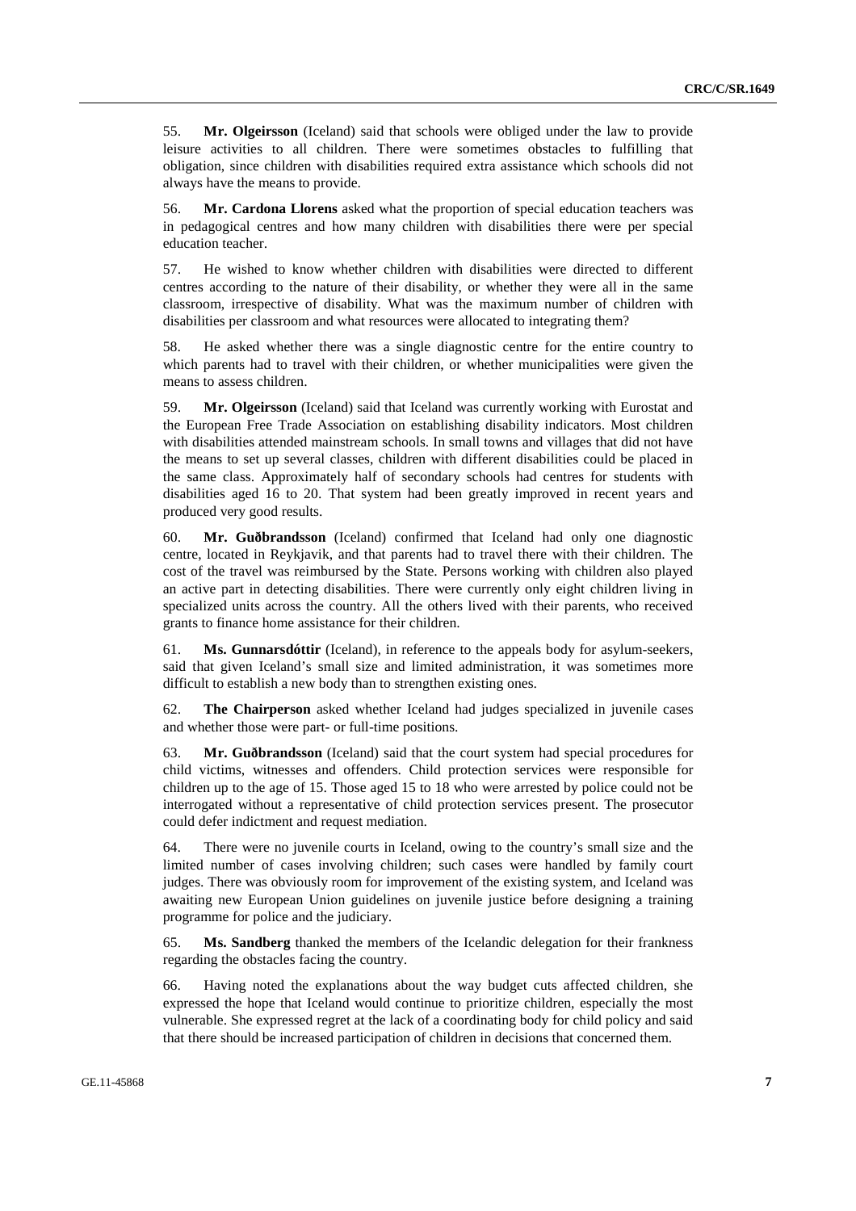55. **Mr. Olgeirsson** (Iceland) said that schools were obliged under the law to provide leisure activities to all children. There were sometimes obstacles to fulfilling that obligation, since children with disabilities required extra assistance which schools did not always have the means to provide.

56. **Mr. Cardona Llorens** asked what the proportion of special education teachers was in pedagogical centres and how many children with disabilities there were per special education teacher.

57. He wished to know whether children with disabilities were directed to different centres according to the nature of their disability, or whether they were all in the same classroom, irrespective of disability. What was the maximum number of children with disabilities per classroom and what resources were allocated to integrating them?

58. He asked whether there was a single diagnostic centre for the entire country to which parents had to travel with their children, or whether municipalities were given the means to assess children.

59. **Mr. Olgeirsson** (Iceland) said that Iceland was currently working with Eurostat and the European Free Trade Association on establishing disability indicators. Most children with disabilities attended mainstream schools. In small towns and villages that did not have the means to set up several classes, children with different disabilities could be placed in the same class. Approximately half of secondary schools had centres for students with disabilities aged 16 to 20. That system had been greatly improved in recent years and produced very good results.

60. **Mr. Guðbrandsson** (Iceland) confirmed that Iceland had only one diagnostic centre, located in Reykjavik, and that parents had to travel there with their children. The cost of the travel was reimbursed by the State. Persons working with children also played an active part in detecting disabilities. There were currently only eight children living in specialized units across the country. All the others lived with their parents, who received grants to finance home assistance for their children.

61. **Ms. Gunnarsdóttir** (Iceland), in reference to the appeals body for asylum-seekers, said that given Iceland's small size and limited administration, it was sometimes more difficult to establish a new body than to strengthen existing ones.

62. **The Chairperson** asked whether Iceland had judges specialized in juvenile cases and whether those were part- or full-time positions.

63. **Mr. Guðbrandsson** (Iceland) said that the court system had special procedures for child victims, witnesses and offenders. Child protection services were responsible for children up to the age of 15. Those aged 15 to 18 who were arrested by police could not be interrogated without a representative of child protection services present. The prosecutor could defer indictment and request mediation.

64. There were no juvenile courts in Iceland, owing to the country's small size and the limited number of cases involving children; such cases were handled by family court judges. There was obviously room for improvement of the existing system, and Iceland was awaiting new European Union guidelines on juvenile justice before designing a training programme for police and the judiciary.

65. **Ms. Sandberg** thanked the members of the Icelandic delegation for their frankness regarding the obstacles facing the country.

66. Having noted the explanations about the way budget cuts affected children, she expressed the hope that Iceland would continue to prioritize children, especially the most vulnerable. She expressed regret at the lack of a coordinating body for child policy and said that there should be increased participation of children in decisions that concerned them.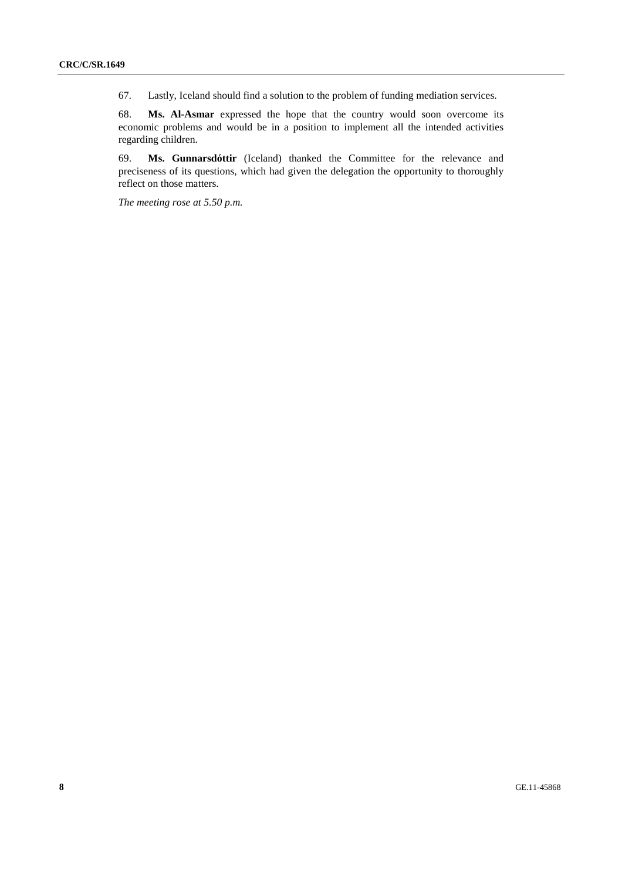67. Lastly, Iceland should find a solution to the problem of funding mediation services.

68. **Ms. Al-Asmar** expressed the hope that the country would soon overcome its economic problems and would be in a position to implement all the intended activities regarding children.

69. **Ms. Gunnarsdóttir** (Iceland) thanked the Committee for the relevance and preciseness of its questions, which had given the delegation the opportunity to thoroughly reflect on those matters.

*The meeting rose at 5.50 p.m.*